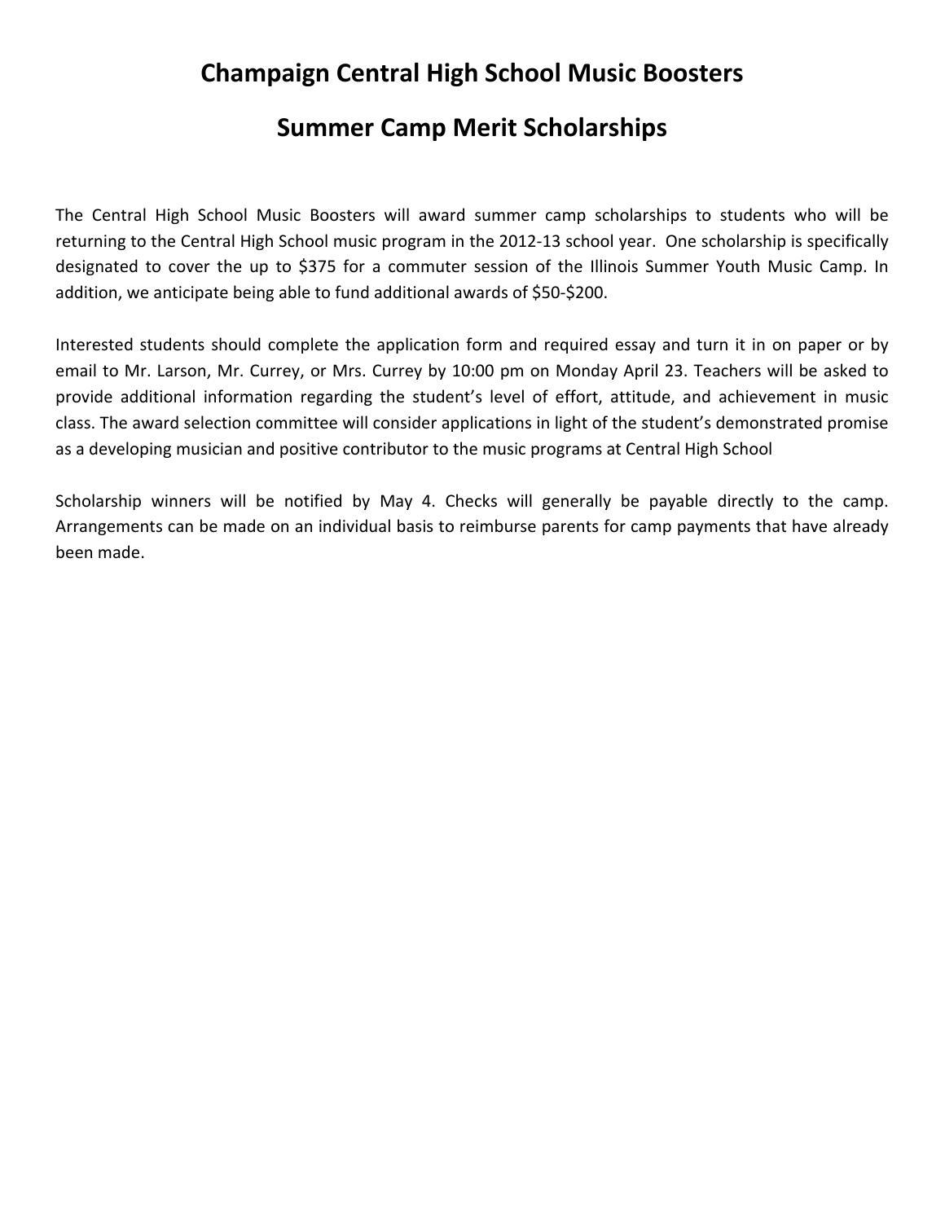# Champaign Central High School Music Boosters

# Summer Camp Merit Scholarships

The Central High School Music Boosters will award summer camp scholarships to students who will be returning to the Central High School music program in the 2012-13 school year. One scholarship is specifically designated to cover the up to $375 for a commuter session of the Illinois Summer Youth Music Camp. In addition, we anticipate being able to fund additional awards of $50-$200.

Interested students should complete the application form and required essay and turn it in on paper or by email to Mr. Larson, Mr. Currey, or Mrs. Currey by 10:00 pm on Monday April 23. Teachers will be asked to provide additional information regarding the student's level of effort, attitude, and achievement in music class. The award selection committee will consider applications in light of the student's demonstrated promise as a developing musician and positive contributor to the music programs at Central High School

Scholarship winners will be notified by May 4. Checks will generally be payable directly to the camp. Arrangements can be made on an individual basis to reimburse parents for camp payments that have already been made.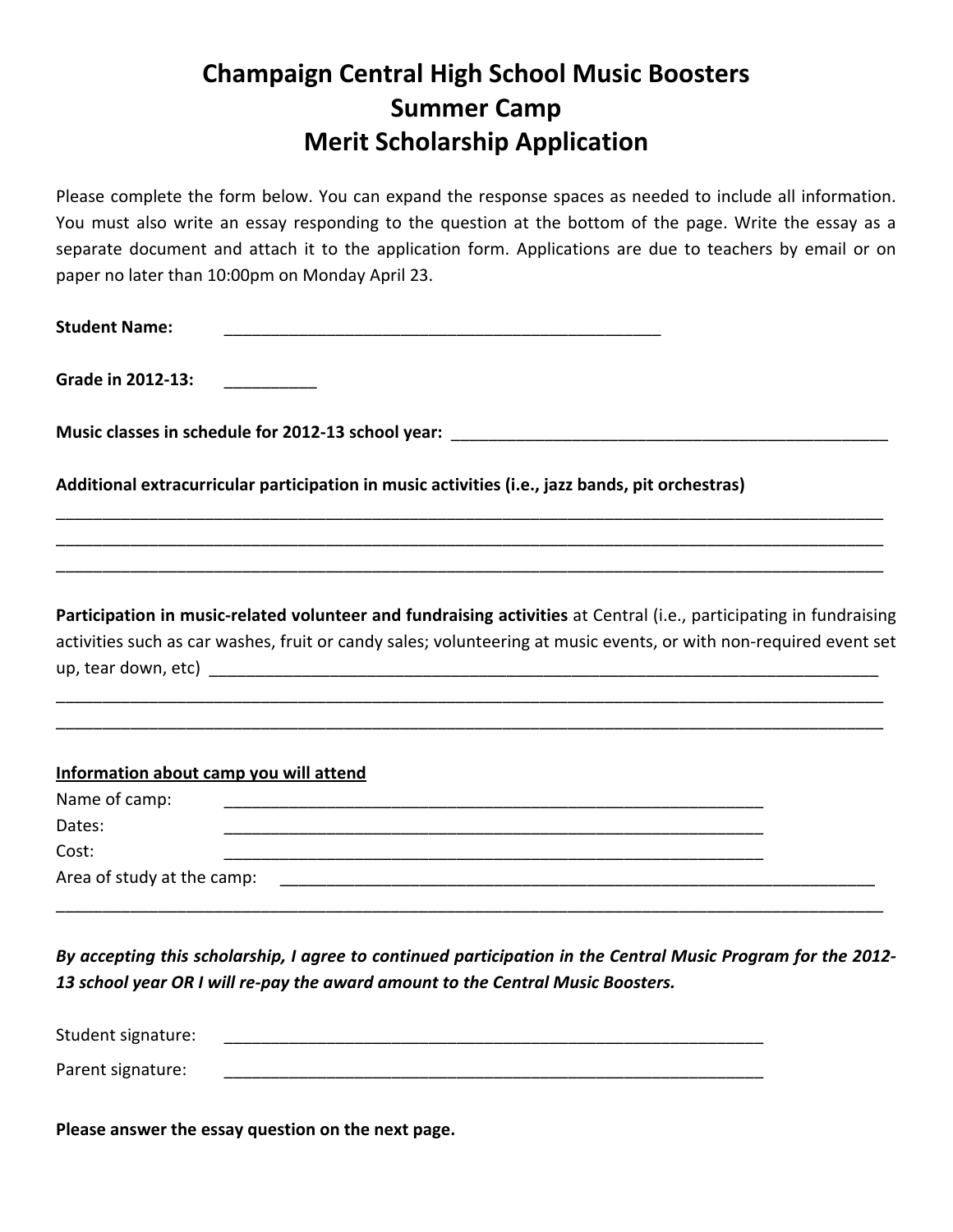# Champaign Central High School Music Boosters
# Summer Camp
# Merit Scholarship Application

Please complete the form below. You can expand the response spaces as needed to include all information. You must also write an essay responding to the question at the bottom of the page. Write the essay as a separate document and attach it to the application form. Applications are due to teachers by email or on paper no later than 10:00pm on Monday April 23.

**Student Name:** ________________________________________________

**Grade in 2012-13:** __________

**Music classes in schedule for 2012-13 school year:** ________________________________________________

**Additional extracurricular participation in music activities (i.e., jazz bands, pit orchestras)**

________________________________________________________________________________________

________________________________________________________________________________________

________________________________________________________________________________________

**Participation in music-related volunteer and fundraising activities** at Central (i.e., participating in fundraising activities such as car washes, fruit or candy sales; volunteering at music events, or with non-required event set up, tear down, etc) ______________________________________________________________________

________________________________________________________________________________________

________________________________________________________________________________________

<u>Information about camp you will attend</u>

Name of camp: ____________________________________________________________

Dates: ____________________________________________________________

Cost: ____________________________________________________________

Area of study at the camp: ____________________________________________________________

________________________________________________________________________________________

***By accepting this scholarship, I agree to continued participation in the Central Music Program for the 2012-13 school year OR I will re-pay the award amount to the Central Music Boosters.***

Student signature: ____________________________________________________________

Parent signature: ____________________________________________________________

**Please answer the essay question on the next page.**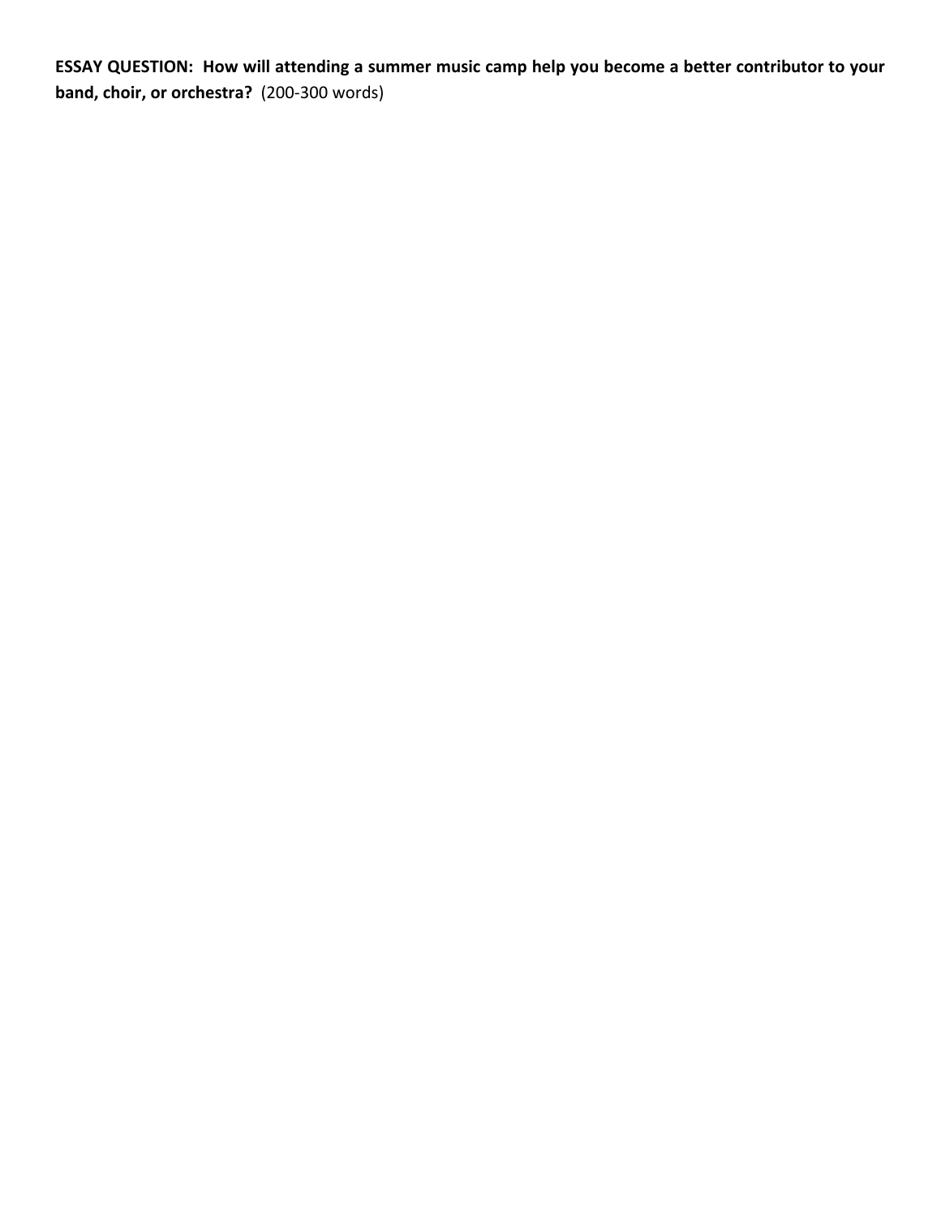**ESSAY QUESTION: How will attending a summer music camp help you become a better contributor to your band, choir, or orchestra?** (200-300 words)